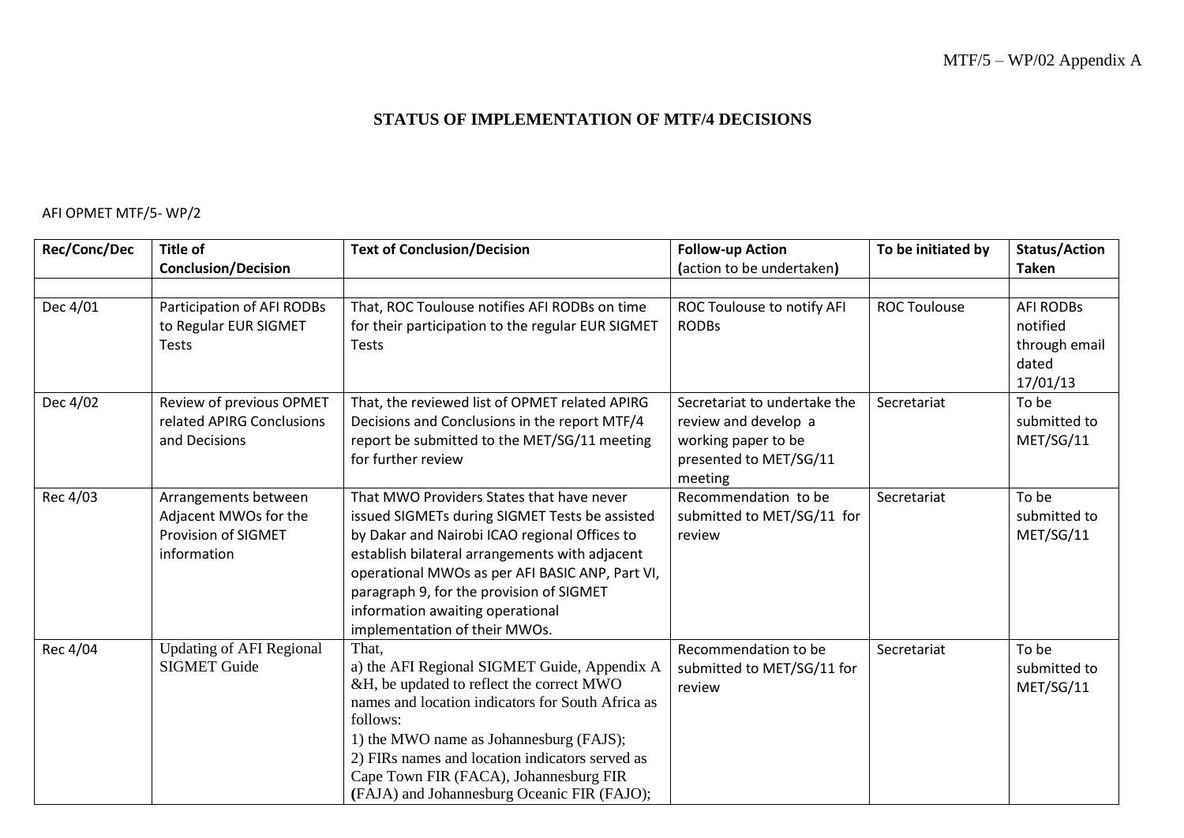MTF/5 – WP/02 Appendix A

# STATUS OF IMPLEMENTATION OF MTF/4 DECISIONS

AFI OPMET MTF/5- WP/2

| Rec/Conc/Dec | Title of Conclusion/Decision | Text of Conclusion/Decision | Follow-up Action (action to be undertaken) | To be initiated by | Status/Action Taken |
|---|---|---|---|---|---|
| | | | | | |
| Dec 4/01 | Participation of AFI RODBs to Regular EUR SIGMET Tests | That, ROC Toulouse notifies AFI RODBs on time for their participation to the regular EUR SIGMET Tests | ROC Toulouse to notify AFI RODBs | ROC Toulouse | AFI RODBs notified through email dated 17/01/13 |
| Dec 4/02 | Review of previous OPMET related APIRG Conclusions and Decisions | That, the reviewed list of OPMET related APIRG Decisions and Conclusions in the report MTF/4 report be submitted to the MET/SG/11 meeting for further review | Secretariat to undertake the review and develop a working paper to be presented to MET/SG/11 meeting | Secretariat | To be submitted to MET/SG/11 |
| Rec 4/03 | Arrangements between Adjacent MWOs for the Provision of SIGMET information | That MWO Providers States that have never issued SIGMETs during SIGMET Tests be assisted by Dakar and Nairobi ICAO regional Offices to establish bilateral arrangements with adjacent operational MWOs as per AFI BASIC ANP, Part VI, paragraph 9, for the provision of SIGMET information awaiting operational implementation of their MWOs. | Recommendation to be submitted to MET/SG/11 for review | Secretariat | To be submitted to MET/SG/11 |
| Rec 4/04 | Updating of AFI Regional SIGMET Guide | That,<br>a) the AFI Regional SIGMET Guide, Appendix A &H, be updated to reflect the correct MWO names and location indicators for South Africa as follows:<br>1) the MWO name as Johannesburg (FAJS);<br>2) FIRs names and location indicators served as Cape Town FIR (FACA), Johannesburg FIR (FAJA) and Johannesburg Oceanic FIR (FAJO); | Recommendation to be submitted to MET/SG/11 for review | Secretariat | To be submitted to MET/SG/11 |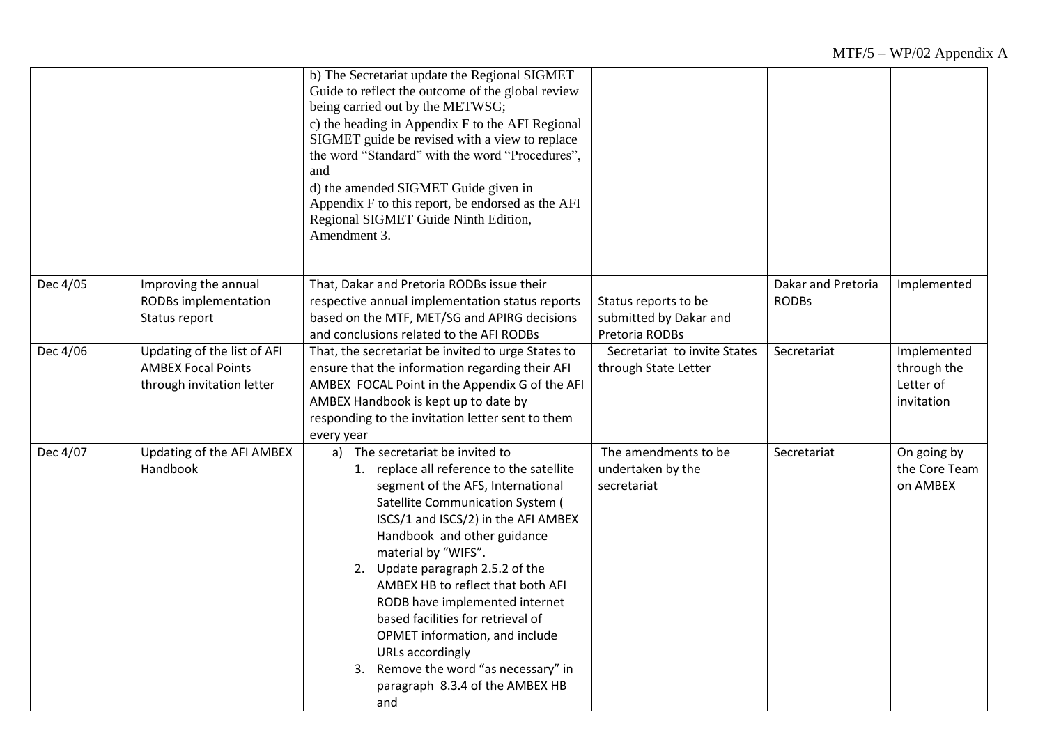| | | | | | |
|---|---|---|---|---|---|
| | | b) The Secretariat update the Regional SIGMET Guide to reflect the outcome of the global review being carried out by the METWSG;<br>c) the heading in Appendix F to the AFI Regional SIGMET guide be revised with a view to replace the word "Standard" with the word "Procedures", and<br>d) the amended SIGMET Guide given in Appendix F to this report, be endorsed as the AFI Regional SIGMET Guide Ninth Edition, Amendment 3. | | | |
| Dec 4/05 | Improving the annual RODBs implementation Status report | That, Dakar and Pretoria RODBs issue their respective annual implementation status reports based on the MTF, MET/SG and APIRG decisions and conclusions related to the AFI RODBs | Status reports to be submitted by Dakar and Pretoria RODBs | Dakar and Pretoria RODBs | Implemented |
| Dec 4/06 | Updating of the list of AFI AMBEX Focal Points through invitation letter | That, the secretariat be invited to urge States to ensure that the information regarding their AFI AMBEX FOCAL Point in the Appendix G of the AFI AMBEX Handbook is kept up to date by responding to the invitation letter sent to them every year | Secretariat to invite States through State Letter | Secretariat | Implemented through the Letter of invitation |
| Dec 4/07 | Updating of the AFI AMBEX Handbook | a) The secretariat be invited to<br>1. replace all reference to the satellite segment of the AFS, International Satellite Communication System ( ISCS/1 and ISCS/2) in the AFI AMBEX Handbook and other guidance material by "WIFS".<br>2. Update paragraph 2.5.2 of the AMBEX HB to reflect that both AFI RODB have implemented internet based facilities for retrieval of OPMET information, and include URLs accordingly<br>3. Remove the word "as necessary" in paragraph 8.3.4 of the AMBEX HB and | The amendments to be undertaken by the secretariat | Secretariat | On going by the Core Team on AMBEX |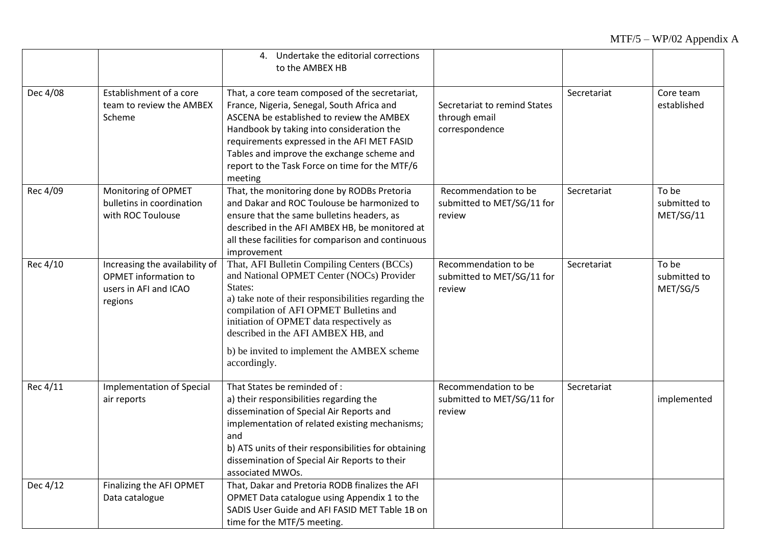| | | 4. Undertake the editorial corrections to the AMBEX HB | | | |
|---|---|---|---|---|---|
| Dec 4/08 | Establishment of a core team to review the AMBEX Scheme | That, a core team composed of the secretariat, France, Nigeria, Senegal, South Africa and ASCENA be established to review the AMBEX Handbook by taking into consideration the requirements expressed in the AFI MET FASID Tables and improve the exchange scheme and report to the Task Force on time for the MTF/6 meeting | Secretariat to remind States through email correspondence | Secretariat | Core team established |
| Rec 4/09 | Monitoring of OPMET bulletins in coordination with ROC Toulouse | That, the monitoring done by RODBs Pretoria and Dakar and ROC Toulouse be harmonized to ensure that the same bulletins headers, as described in the AFI AMBEX HB, be monitored at all these facilities for comparison and continuous improvement | Recommendation to be submitted to MET/SG/11 for review | Secretariat | To be submitted to MET/SG/11 |
| Rec 4/10 | Increasing the availability of OPMET information to users in AFI and ICAO regions | That, AFI Bulletin Compiling Centers (BCCs) and National OPMET Center (NOCs) Provider States:<br>a) take note of their responsibilities regarding the compilation of AFI OPMET Bulletins and initiation of OPMET data respectively as described in the AFI AMBEX HB, and<br>b) be invited to implement the AMBEX scheme accordingly. | Recommendation to be submitted to MET/SG/11 for review | Secretariat | To be submitted to MET/SG/5 |
| Rec 4/11 | Implementation of Special air reports | That States be reminded of :<br>a) their responsibilities regarding the dissemination of Special Air Reports and implementation of related existing mechanisms; and<br>b) ATS units of their responsibilities for obtaining dissemination of Special Air Reports to their associated MWOs. | Recommendation to be submitted to MET/SG/11 for review | Secretariat | implemented |
| Dec 4/12 | Finalizing the AFI OPMET Data catalogue | That, Dakar and Pretoria RODB finalizes the AFI OPMET Data catalogue using Appendix 1 to the SADIS User Guide and AFI FASID MET Table 1B on time for the MTF/5 meeting. | | | |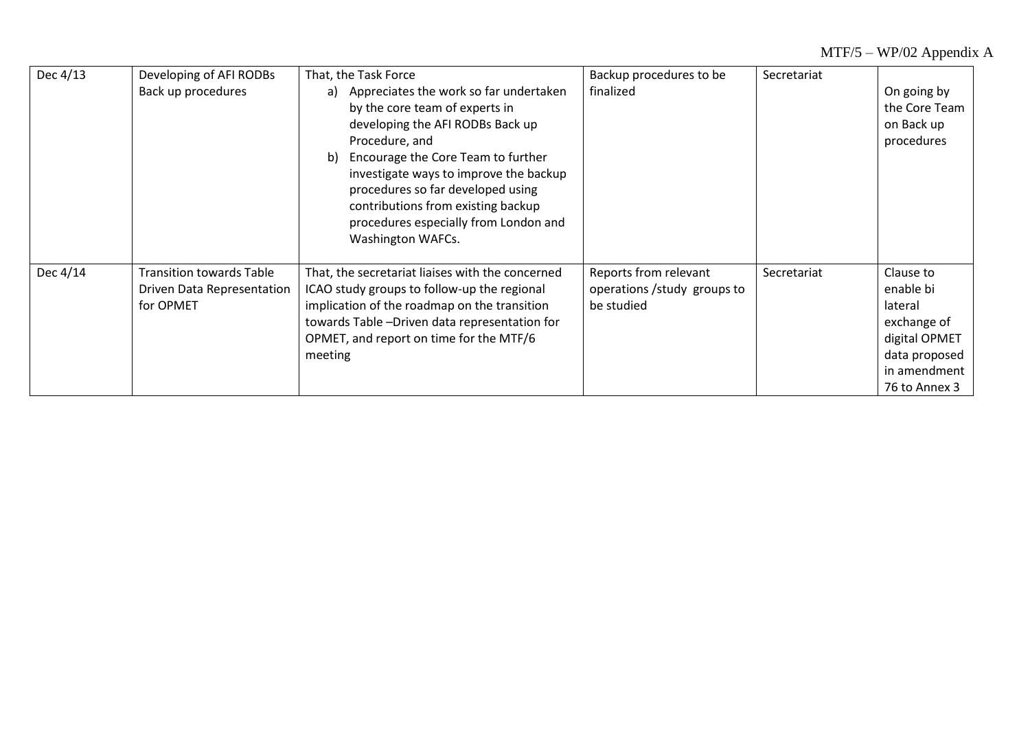| | | | | | |
|---|---|---|---|---|---|
| Dec 4/13 | Developing of AFI RODBs Back up procedures | That, the Task Force<br>a) Appreciates the work so far undertaken by the core team of experts in developing the AFI RODBs Back up Procedure, and<br>b) Encourage the Core Team to further investigate ways to improve the backup procedures so far developed using contributions from existing backup procedures especially from London and Washington WAFCs. | Backup procedures to be finalized | Secretariat | On going by the Core Team on Back up procedures |
| Dec 4/14 | Transition towards Table Driven Data Representation for OPMET | That, the secretariat liaises with the concerned ICAO study groups to follow-up the regional implication of the roadmap on the transition towards Table –Driven data representation for OPMET, and report on time for the MTF/6 meeting | Reports from relevant operations /study groups to be studied | Secretariat | Clause to enable bi lateral exchange of digital OPMET data proposed in amendment 76 to Annex 3 |